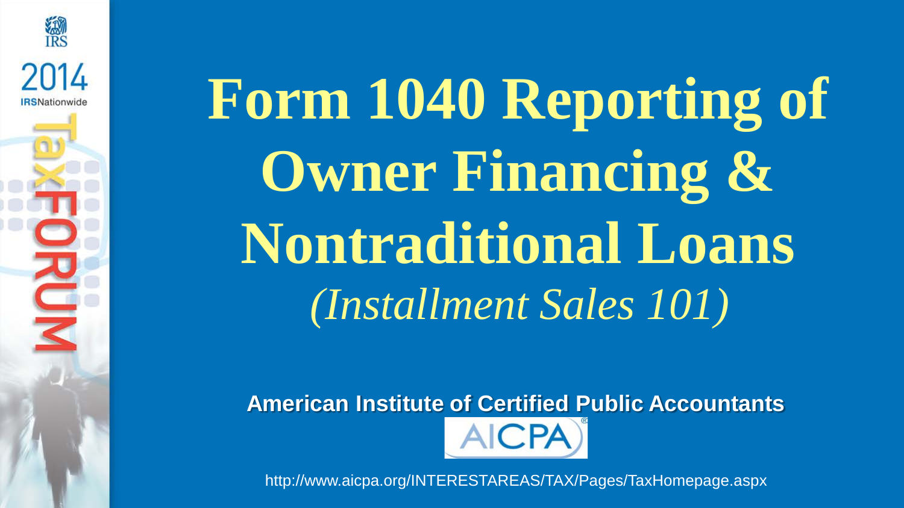IRS

2014

IRSNationwide

TaxFORUM

# Form 1040 Reporting of Owner Financing & Nontraditional Loans

*(Installment Sales 101)*

**American Institute of Certified Public Accountants**

AICPA

http://www.aicpa.org/INTERESTAREAS/TAX/Pages/TaxHomepage.aspx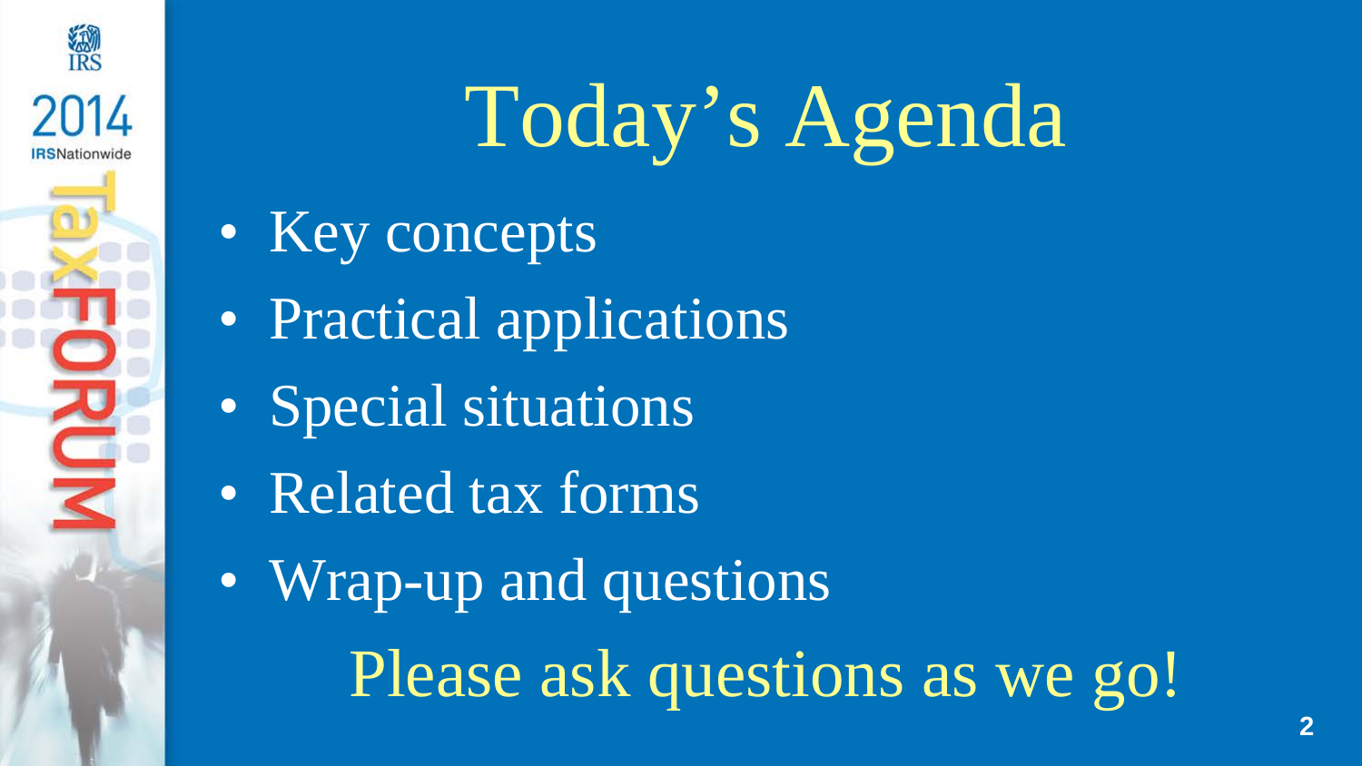# Today's Agenda

- Key concepts
- Practical applications
- Special situations
- Related tax forms
- Wrap-up and questions

Please ask questions as we go!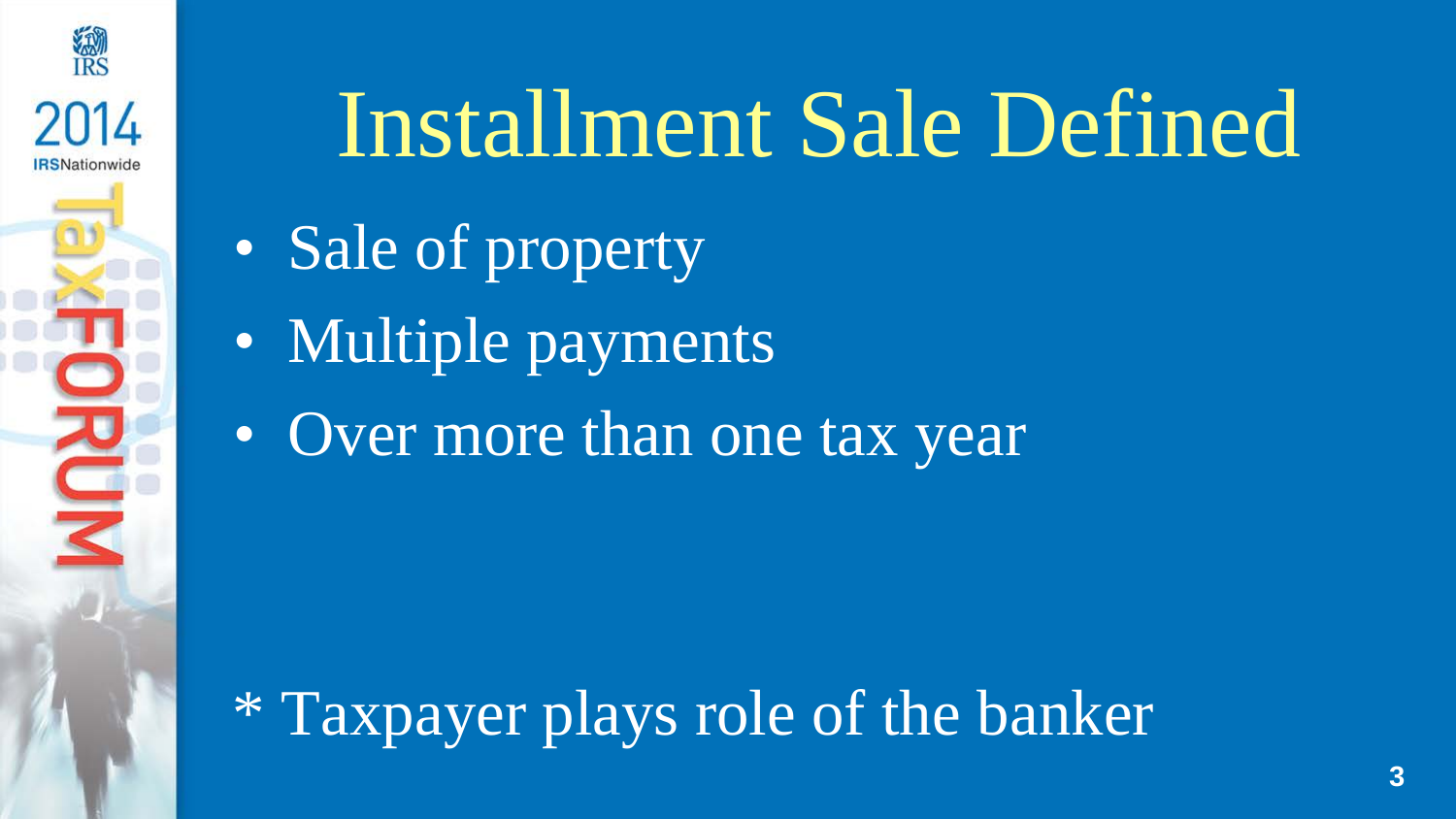# Installment Sale Defined

- Sale of property
- Multiple payments
- Over more than one tax year

* Taxpayer plays role of the banker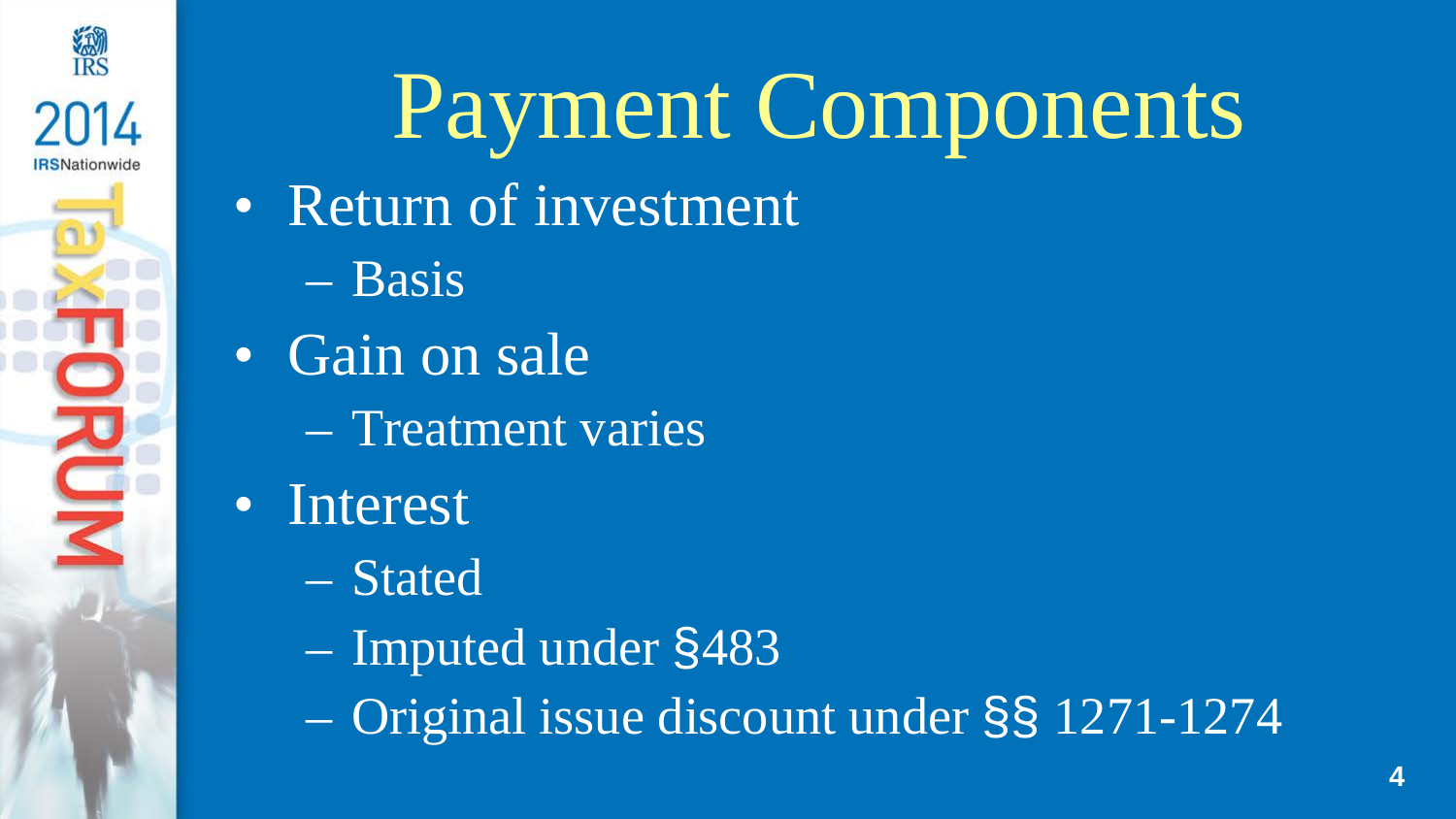# Payment Components

- Return of investment
  - Basis
- Gain on sale
  - Treatment varies
- Interest
  - Stated
  - Imputed under §483
  - Original issue discount under §§ 1271-1274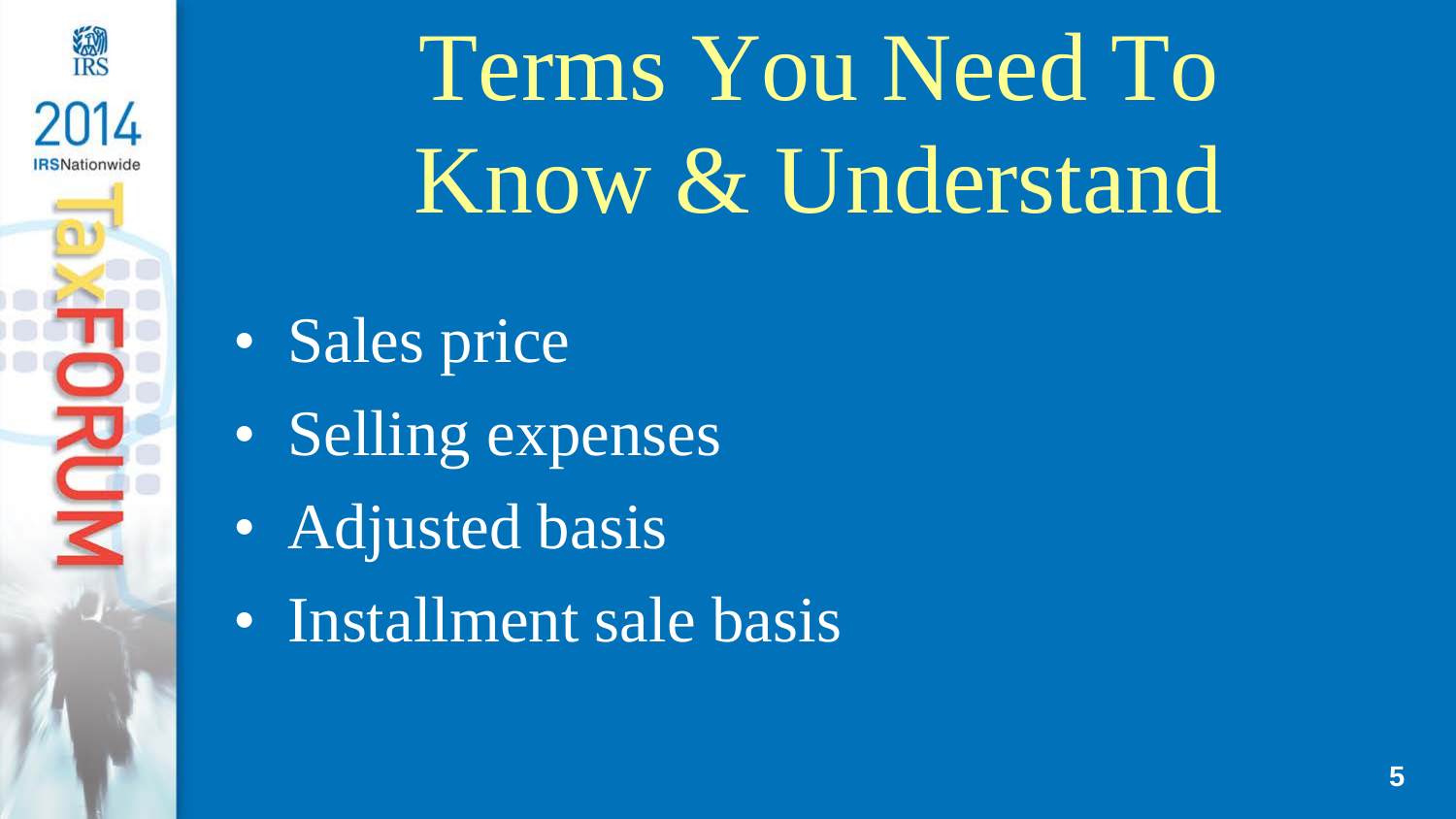# Terms You Need To Know & Understand

- Sales price
- Selling expenses
- Adjusted basis
- Installment sale basis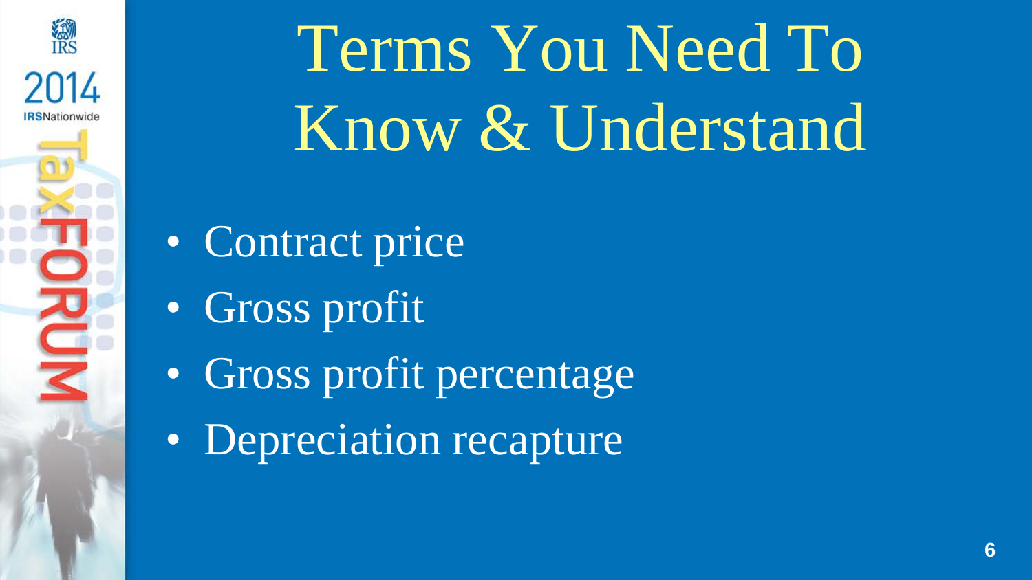# Terms You Need To Know & Understand

- Contract price
- Gross profit
- Gross profit percentage
- Depreciation recapture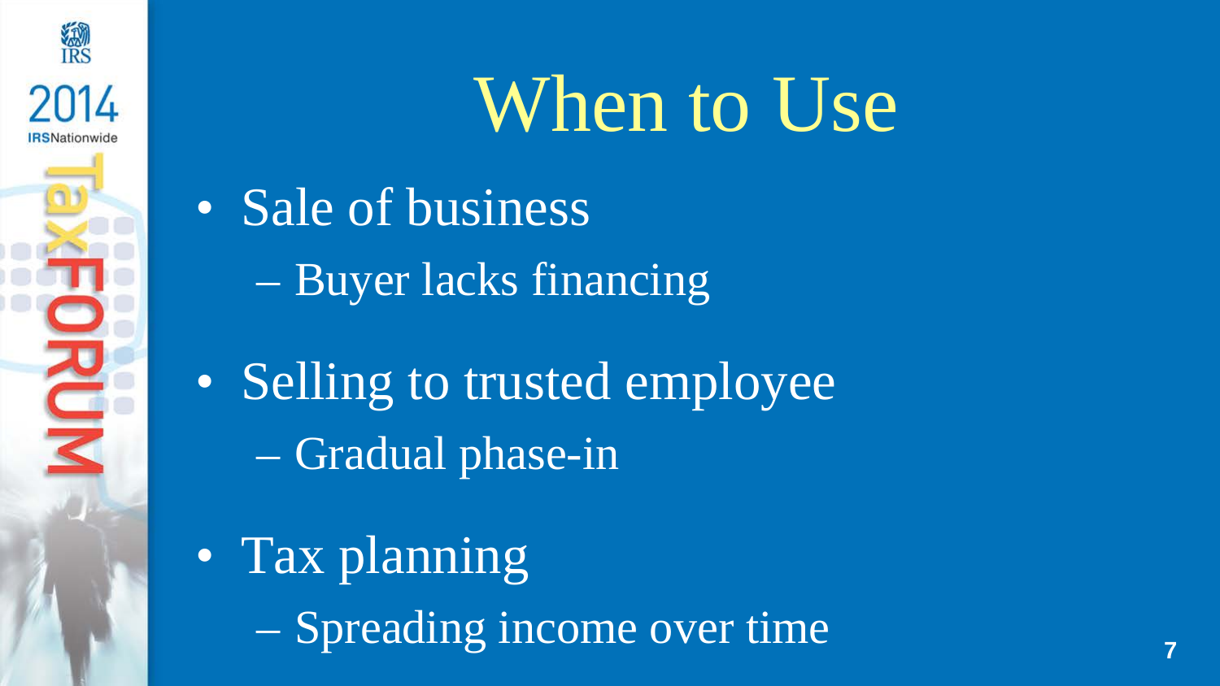# When to Use

- Sale of business
  - Buyer lacks financing
- Selling to trusted employee
  - Gradual phase-in
- Tax planning
  - Spreading income over time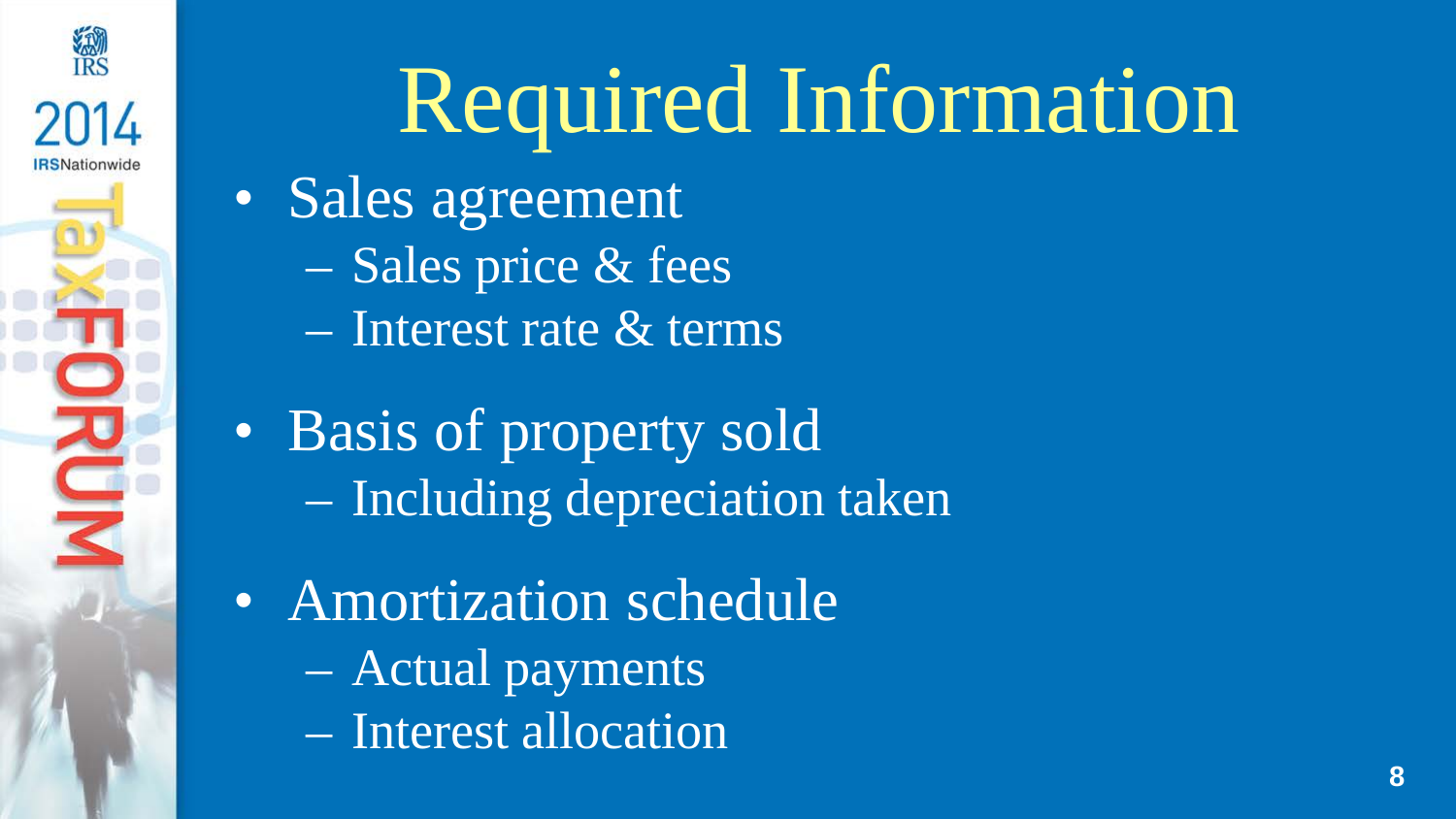# Required Information

- Sales agreement
  - Sales price & fees
  - Interest rate & terms
- Basis of property sold
  - Including depreciation taken
- Amortization schedule
  - Actual payments
  - Interest allocation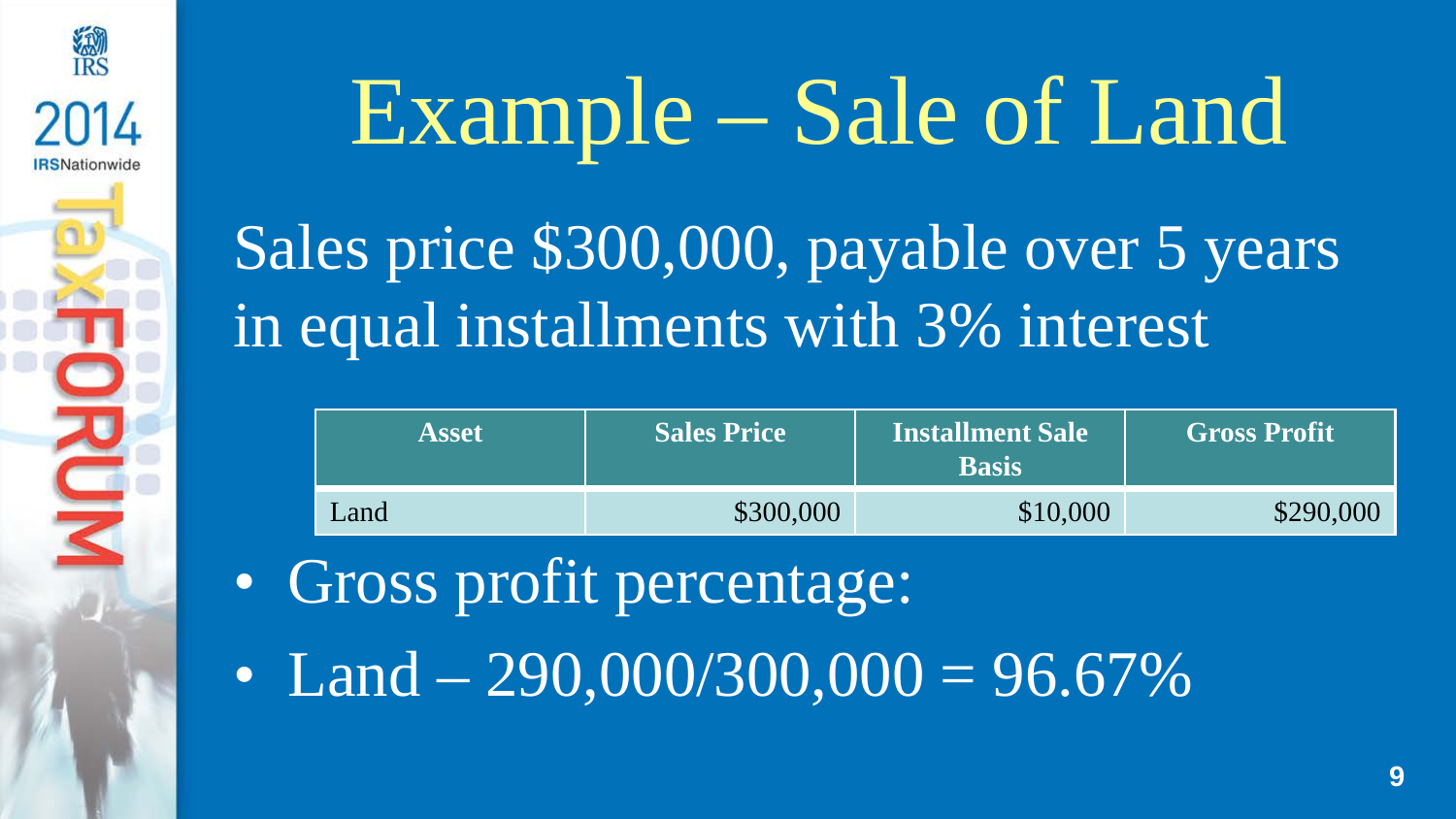# Example – Sale of Land

Sales price $300,000, payable over 5 years in equal installments with 3% interest

| Asset | Sales Price | Installment Sale Basis | Gross Profit |
|---|---|---|---|
| Land | $300,000 | $10,000 | $290,000 |

- Gross profit percentage:
- Land – 290,000/300,000 = 96.67%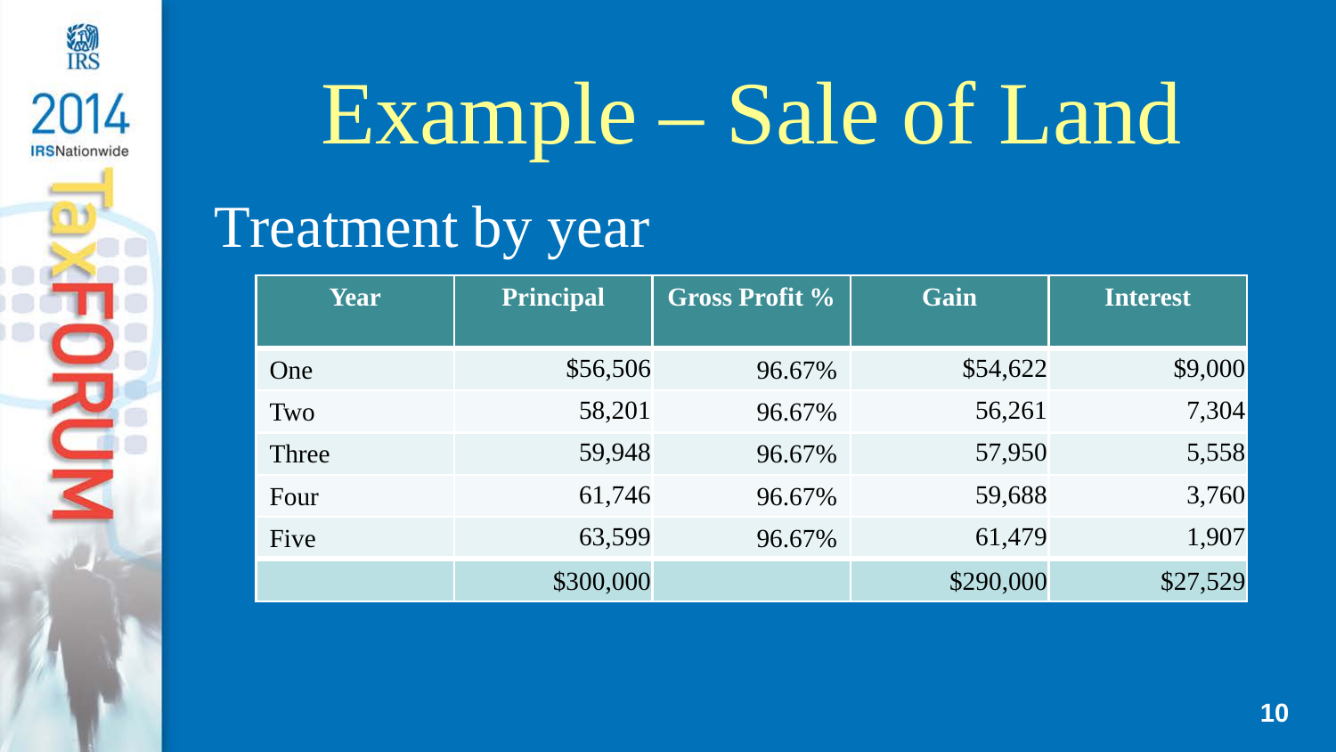# Example – Sale of Land

## Treatment by year

| Year | Principal | Gross Profit % | Gain | Interest |
|---|---|---|---|---|
| One | $56,506 | 96.67% | $54,622 | $9,000 |
| Two | 58,201 | 96.67% | 56,261 | 7,304 |
| Three | 59,948 | 96.67% | 57,950 | 5,558 |
| Four | 61,746 | 96.67% | 59,688 | 3,760 |
| Five | 63,599 | 96.67% | 61,479 | 1,907 |
| | $300,000 | | $290,000 | $27,529 |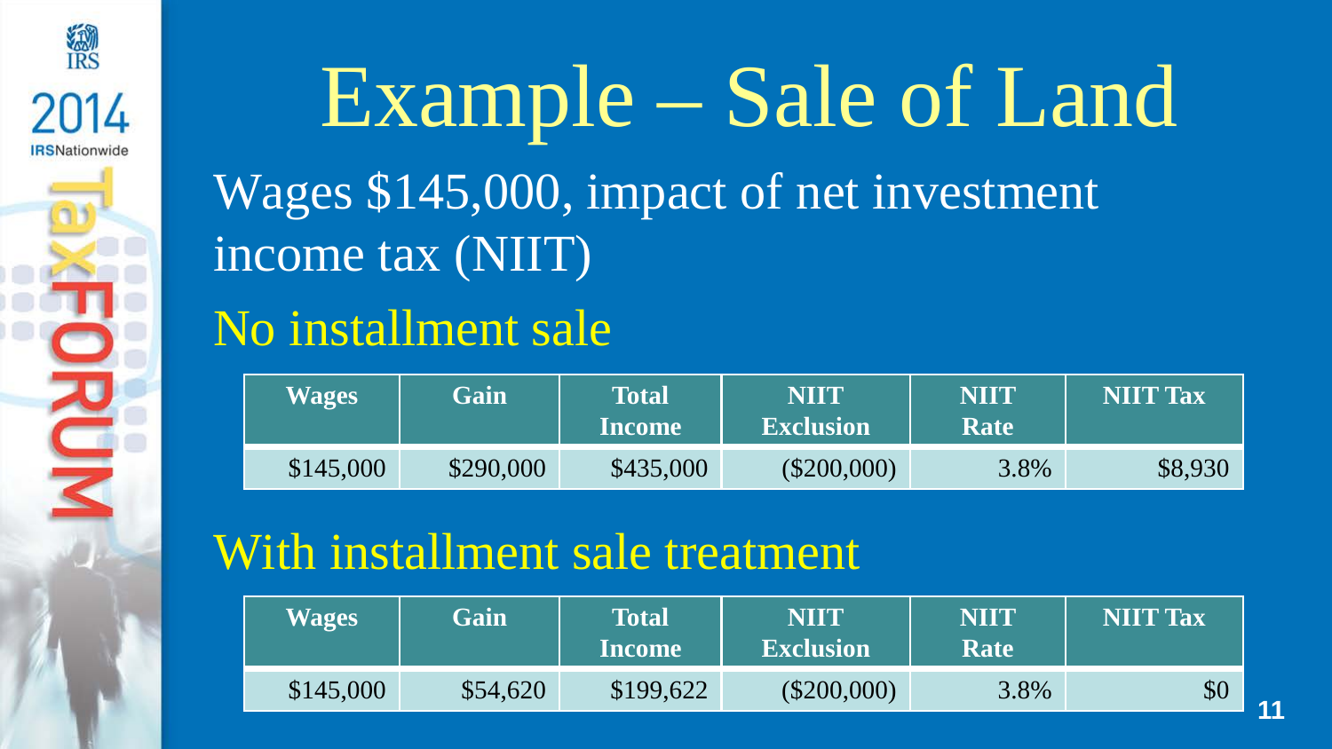# Example – Sale of Land

Wages $145,000, impact of net investment income tax (NIIT)

## No installment sale

| Wages | Gain | Total Income | NIIT Exclusion | NIIT Rate | NIIT Tax |
|---|---|---|---|---|---|
| $145,000 | $290,000 | $435,000 | ($200,000) | 3.8% | $8,930 |

## With installment sale treatment

| Wages | Gain | Total Income | NIIT Exclusion | NIIT Rate | NIIT Tax |
|---|---|---|---|---|---|
| $145,000 | $54,620 | $199,622 | ($200,000) | 3.8% | $0 |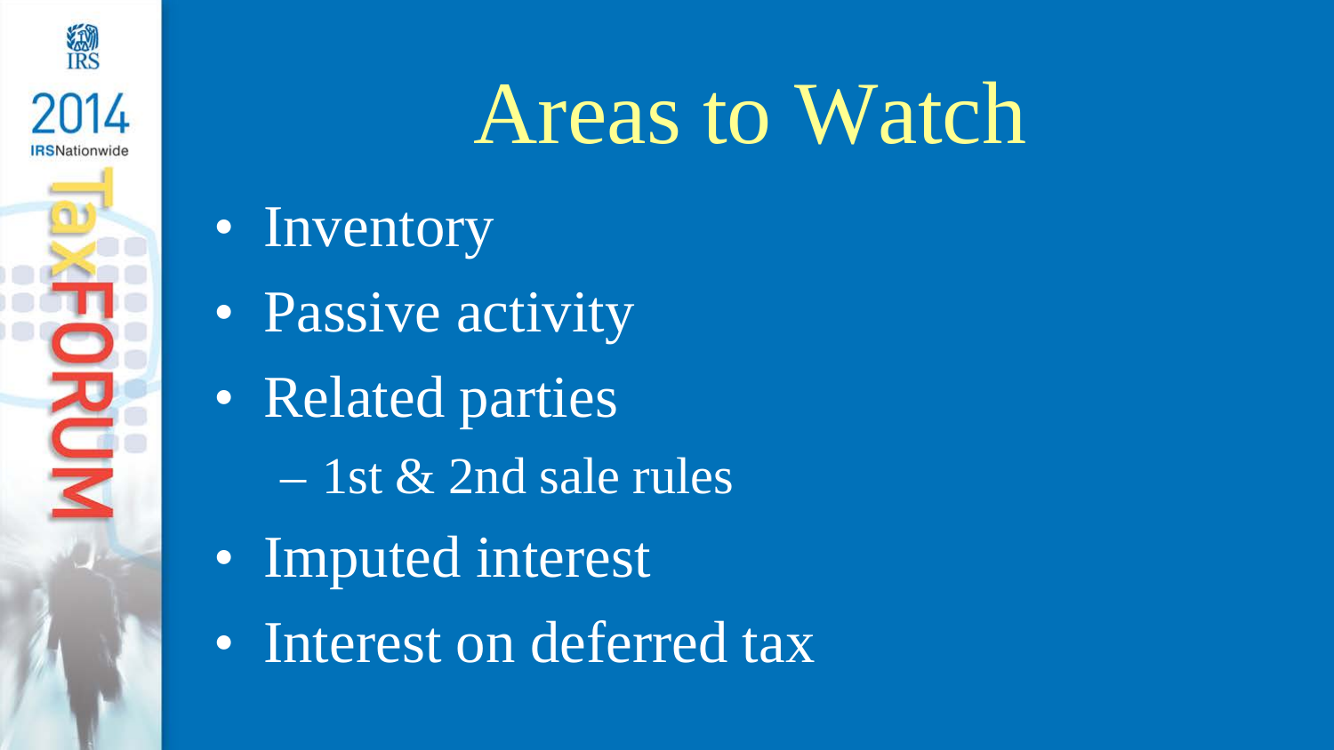# Areas to Watch

- Inventory
- Passive activity
- Related parties
  - 1st & 2nd sale rules
- Imputed interest
- Interest on deferred tax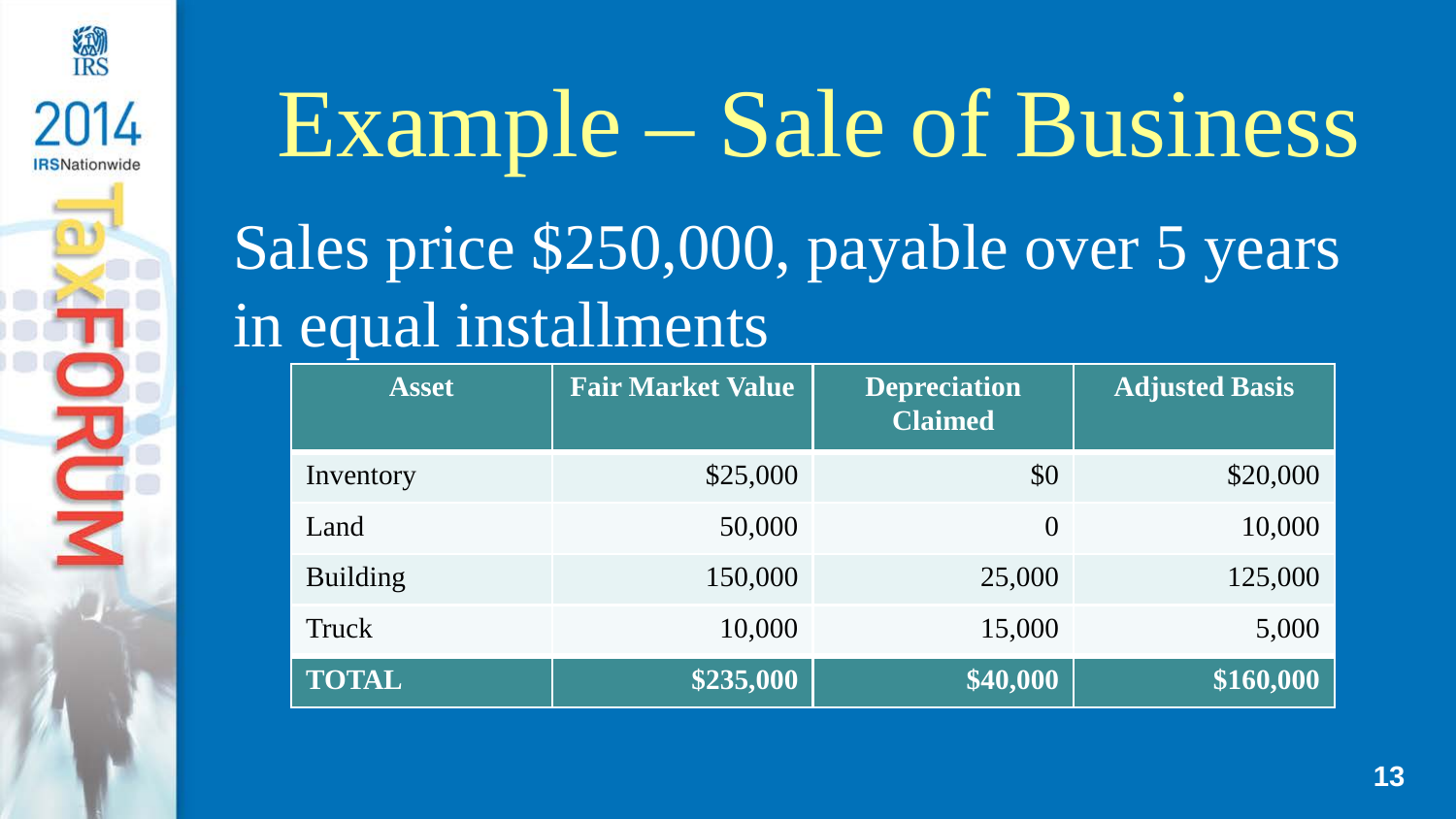# Example – Sale of Business

Sales price $250,000, payable over 5 years in equal installments

| Asset | Fair Market Value | Depreciation Claimed | Adjusted Basis |
|---|---|---|---|
| Inventory | $25,000 | $0 | $20,000 |
| Land | 50,000 | 0 | 10,000 |
| Building | 150,000 | 25,000 | 125,000 |
| Truck | 10,000 | 15,000 | 5,000 |
| **TOTAL** | **$235,000** | **$40,000** | **$160,000** |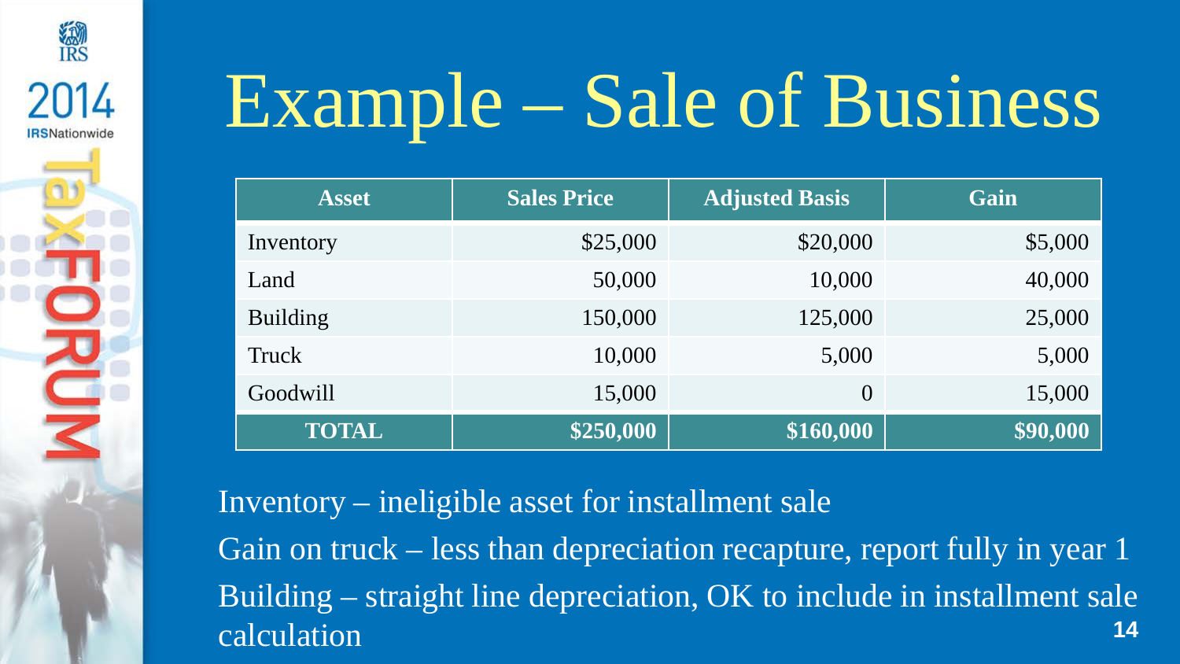# Example – Sale of Business

| Asset | Sales Price | Adjusted Basis | Gain |
|---|---|---|---|
| Inventory | $25,000 | $20,000 | $5,000 |
| Land | 50,000 | 10,000 | 40,000 |
| Building | 150,000 | 125,000 | 25,000 |
| Truck | 10,000 | 5,000 | 5,000 |
| Goodwill | 15,000 | 0 | 15,000 |
| **TOTAL** | **$250,000** | **$160,000** | **$90,000** |

Inventory – ineligible asset for installment sale

Gain on truck – less than depreciation recapture, report fully in year 1

Building – straight line depreciation, OK to include in installment sale calculation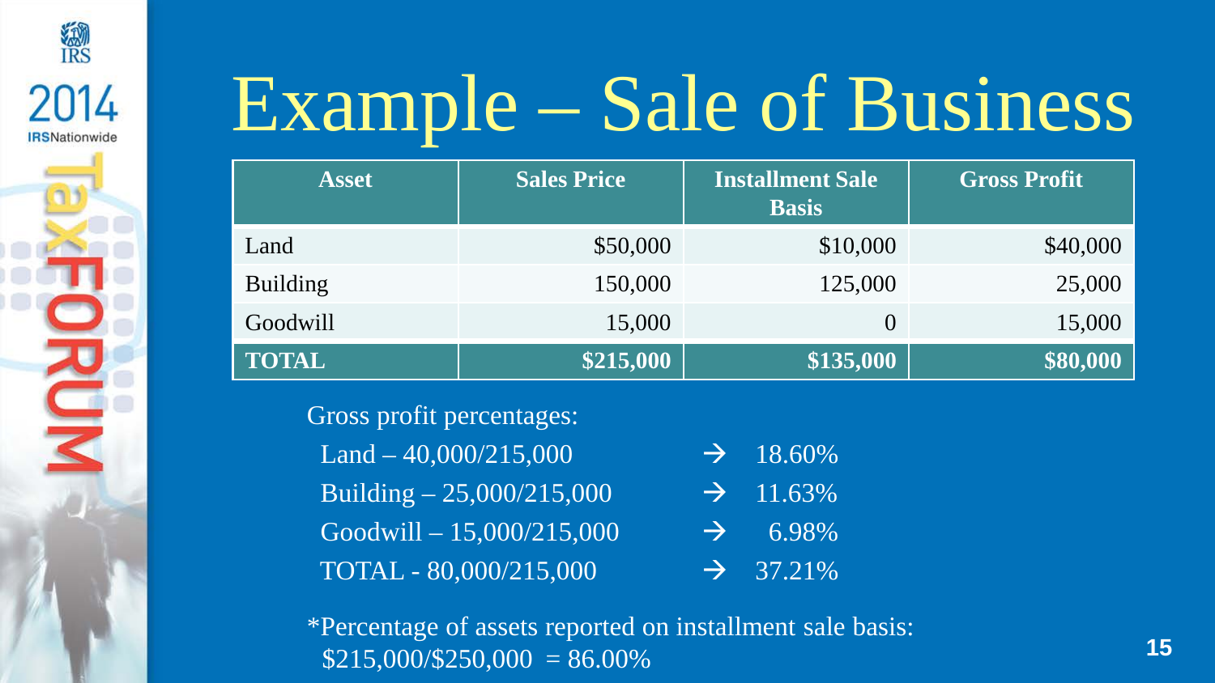# Example – Sale of Business

| Asset | Sales Price | Installment Sale Basis | Gross Profit |
|---|---|---|---|
| Land | \$50,000 | \$10,000 | \$40,000 |
| Building | 150,000 | 125,000 | 25,000 |
| Goodwill | 15,000 | 0 | 15,000 |
| **TOTAL** | **\$215,000** | **\$135,000** | **\$80,000** |

Gross profit percentages:

- Land – 40,000/215,000 → 18.60%
- Building – 25,000/215,000 → 11.63%
- Goodwill – 15,000/215,000 → 6.98%
- TOTAL - 80,000/215,000 → 37.21%

*Percentage of assets reported on installment sale basis:
\$215,000/\$250,000 = 86.00%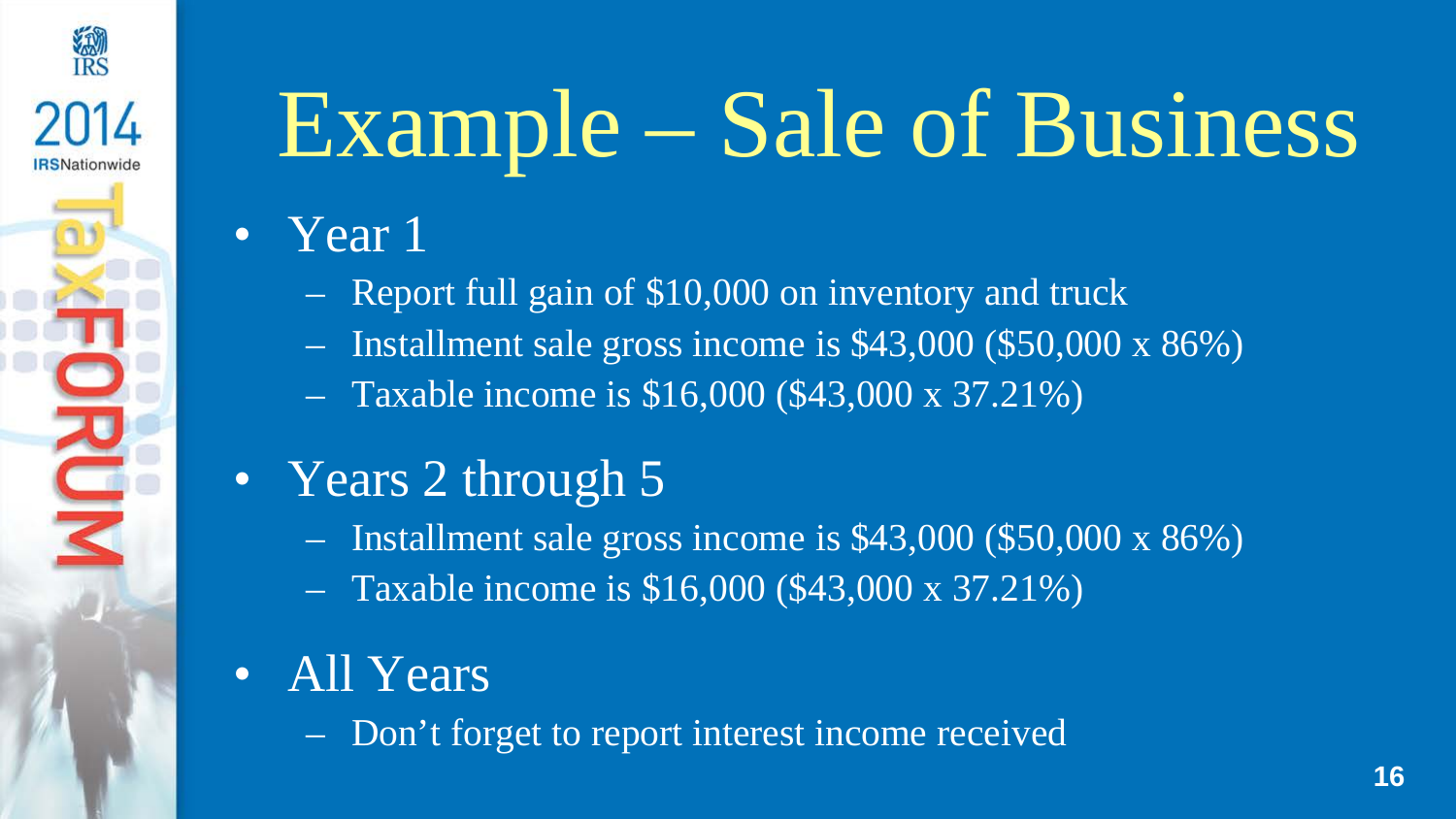# Example – Sale of Business

- Year 1
  - Report full gain of $10,000 on inventory and truck
  - Installment sale gross income is $43,000 ($50,000 x 86%)
  - Taxable income is $16,000 ($43,000 x 37.21%)
- Years 2 through 5
  - Installment sale gross income is $43,000 ($50,000 x 86%)
  - Taxable income is $16,000 ($43,000 x 37.21%)
- All Years
  - Don't forget to report interest income received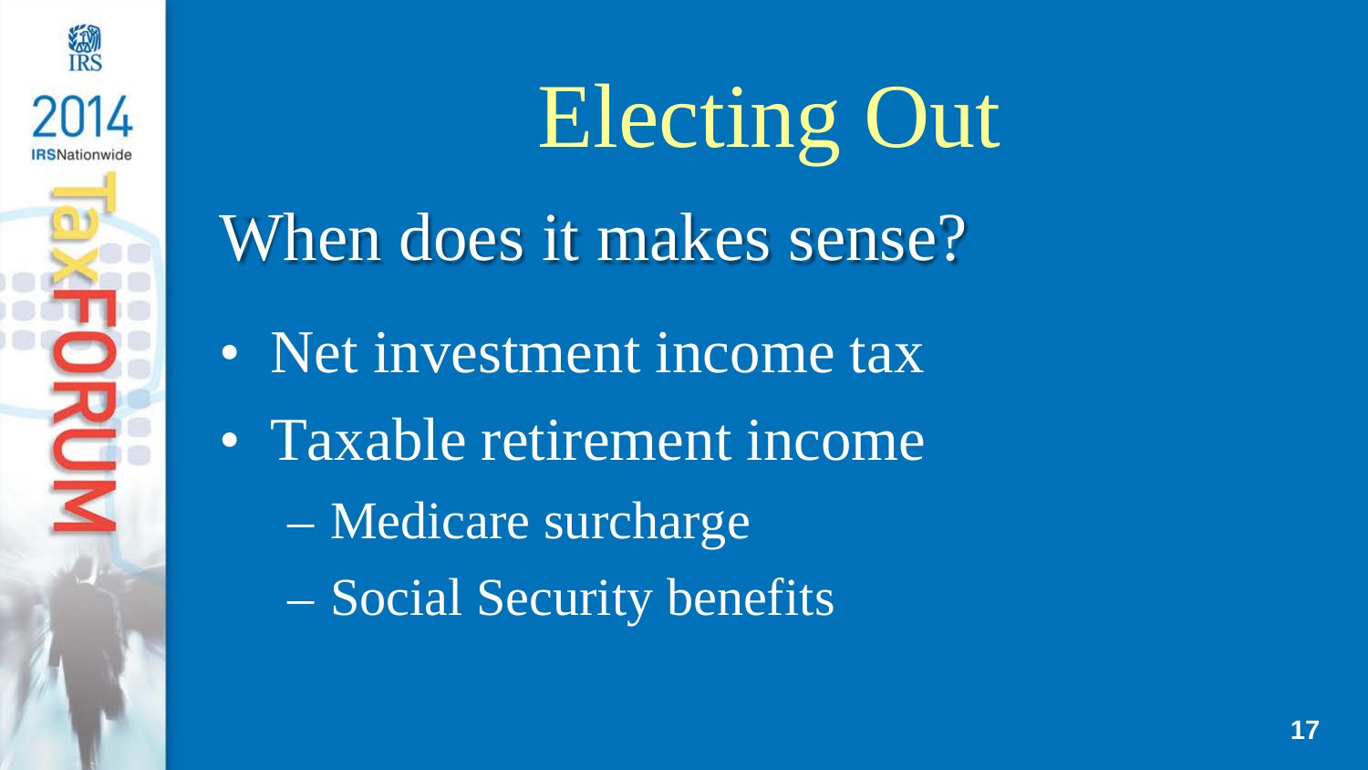# Electing Out

## When does it makes sense?

- Net investment income tax
- Taxable retirement income
  - Medicare surcharge
  - Social Security benefits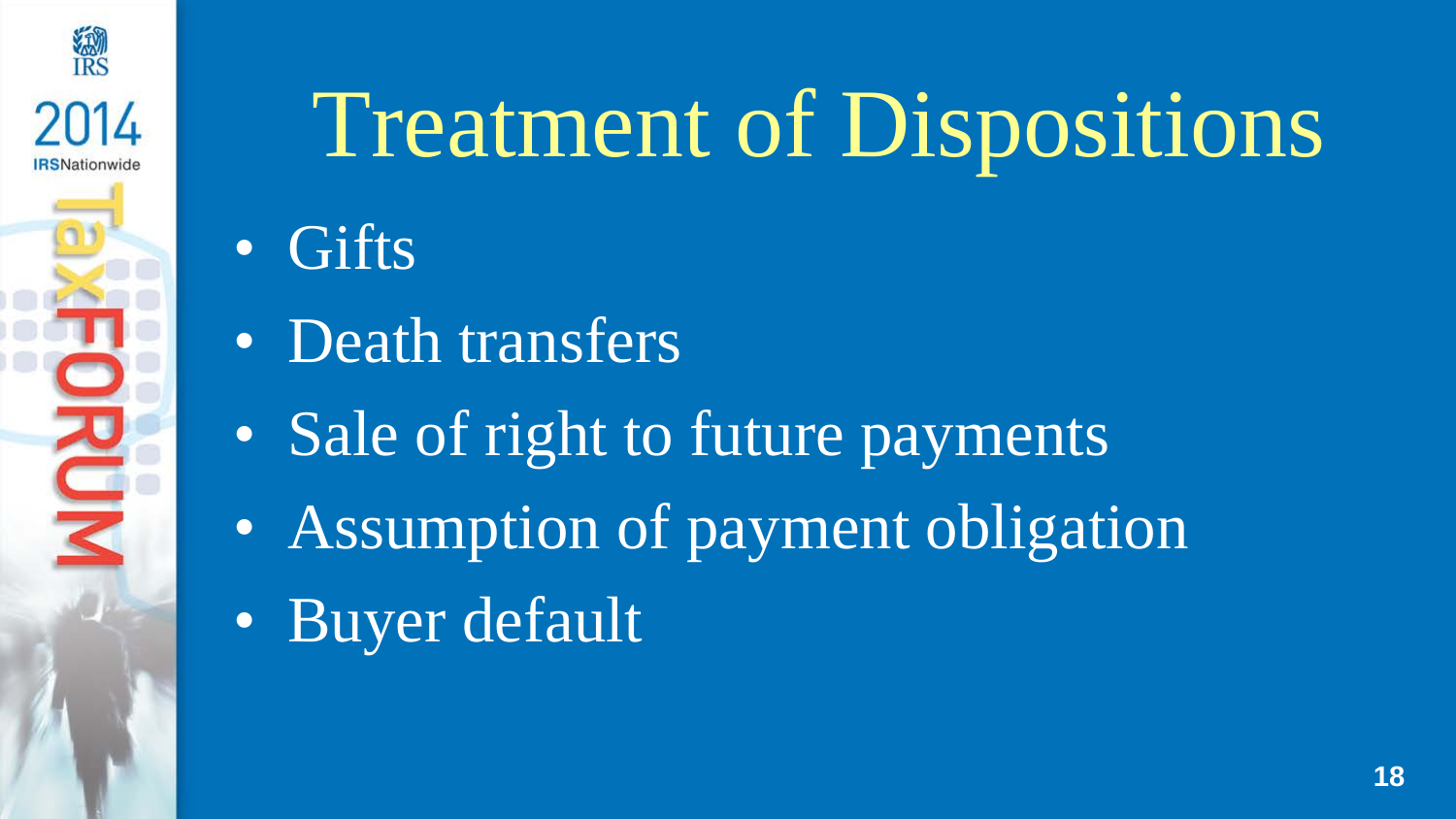# Treatment of Dispositions

- Gifts
- Death transfers
- Sale of right to future payments
- Assumption of payment obligation
- Buyer default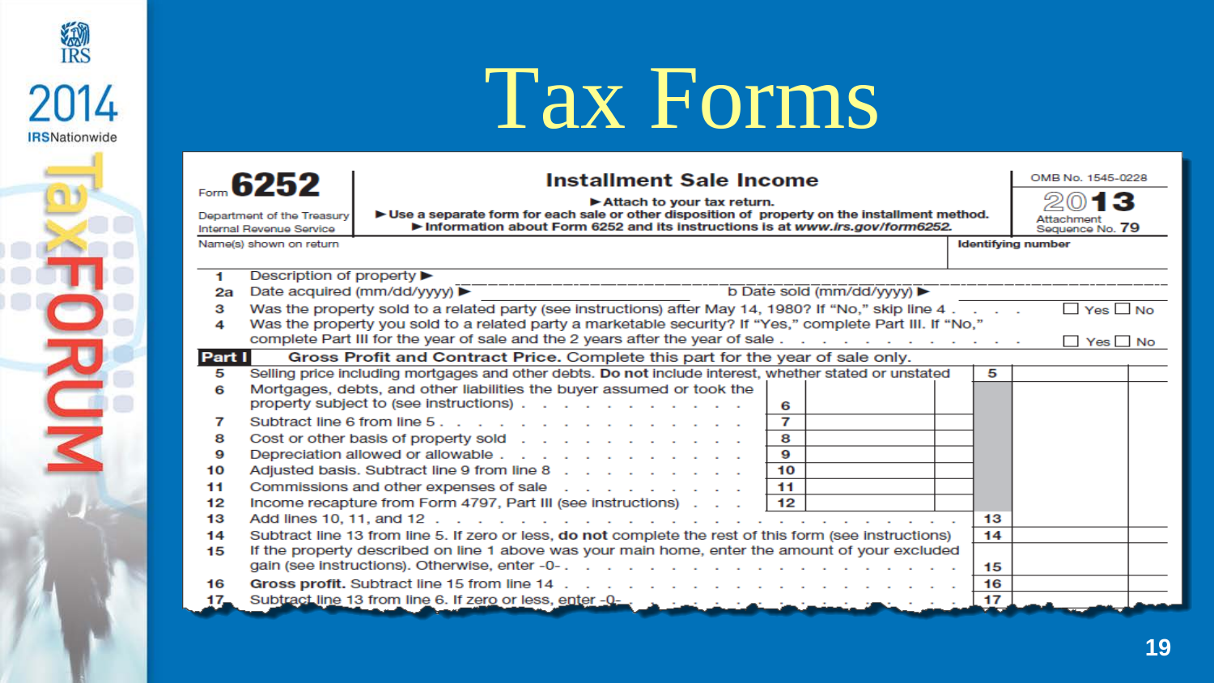# Tax Forms

**Form 6252**

Department of the Treasury
Internal Revenue Service

## Installment Sale Income

► Attach to your tax return.
► Use a separate form for each sale or other disposition of property on the installment method.
► Information about Form 6252 and its instructions is at *www.irs.gov/form6252*.

OMB No. 1545-0228

**2013**

Attachment Sequence No. **79**

Name(s) shown on return | **Identifying number**

1 Description of property ►

2a Date acquired (mm/dd/yyyy) ► b Date sold (mm/dd/yyyy) ►

3 Was the property sold to a related party (see instructions) after May 14, 1980? If "No," skip line 4 . . . . ☐ Yes ☐ No

4 Was the property you sold to a related party a marketable security? If "Yes," complete Part III. If "No," complete Part III for the year of sale and the 2 years after the year of sale . . . . ☐ Yes ☐ No

**Part I** **Gross Profit and Contract Price.** Complete this part for the year of sale only.

| Line | Description | | | | |
|---|---|---|---|---|---|
| 5 | Selling price including mortgages and other debts. **Do not** include interest, whether stated or unstated | | | 5 | |
| 6 | Mortgages, debts, and other liabilities the buyer assumed or took the property subject to (see instructions) . . . . . . . . | 6 | | | |
| 7 | Subtract line 6 from line 5 . . . . . . . . . . . . . . | 7 | | | |
| 8 | Cost or other basis of property sold . . . . . . . . . . | 8 | | | |
| 9 | Depreciation allowed or allowable . . . . . . . . . . | 9 | | | |
| 10 | Adjusted basis. Subtract line 9 from line 8 . . . . . . . . | 10 | | | |
| 11 | Commissions and other expenses of sale . . . . . . . . | 11 | | | |
| 12 | Income recapture from Form 4797, Part III (see instructions) . . . | 12 | | | |
| 13 | Add lines 10, 11, and 12 . . . . . . . . . . . . . . . . . . | | | 13 | |
| 14 | Subtract line 13 from line 5. If zero or less, **do not** complete the rest of this form (see instructions) | | | 14 | |
| 15 | If the property described on line 1 above was your main home, enter the amount of your excluded gain (see instructions). Otherwise, enter -0- . . . . . . . . . . . . . . . | | | 15 | |
| 16 | **Gross profit.** Subtract line 15 from line 14 . . . . . . . . . . . . . . . | | | 16 | |
| 17 | Subtract line 13 from line 6. If zero or less, enter -0- . . . . . . . . . . . | | | 17 | |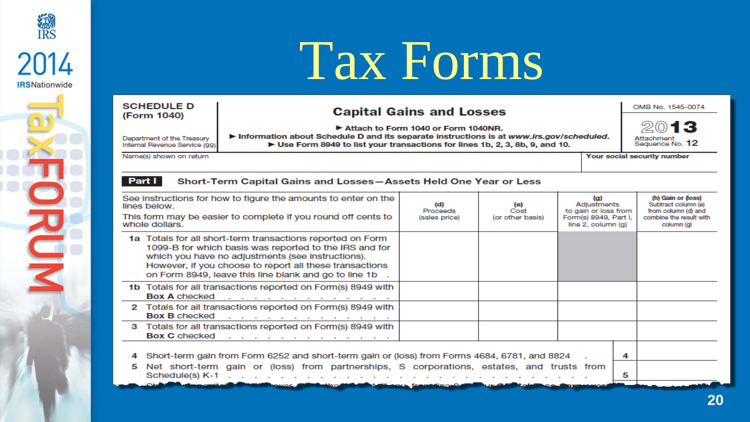# Tax Forms

**SCHEDULE D (Form 1040)**

Department of the Treasury
Internal Revenue Service (99)

## Capital Gains and Losses

► Attach to Form 1040 or Form 1040NR.
► Information about Schedule D and its separate instructions is at *www.irs.gov/scheduled*.
► Use Form 8949 to list your transactions for lines 1b, 2, 3, 8b, 9, and 10.

OMB No. 1545-0074

**2013**

Attachment Sequence No. **12**

Name(s) shown on return | **Your social security number**

**Part I** **Short-Term Capital Gains and Losses—Assets Held One Year or Less**

| See instructions for how to figure the amounts to enter on the lines below. This form may be easier to complete if you round off cents to whole dollars. | (d) Proceeds (sales price) | (e) Cost (or other basis) | (g) Adjustments to gain or loss from Form(s) 8949, Part I, line 2, column (g) | (h) Gain or (loss) Subtract column (e) from column (d) and combine the result with column (g) |
|---|---|---|---|---|
| **1a** Totals for all short-term transactions reported on Form 1099-B for which basis was reported to the IRS and for which you have no adjustments (see instructions). However, if you choose to report all these transactions on Form 8949, leave this line blank and go to line 1b . | | | | |
| **1b** Totals for all transactions reported on Form(s) 8949 with **Box A** checked . . . . . . . . . . . . . . | | | | |
| **2** Totals for all transactions reported on Form(s) 8949 with **Box B** checked . . . . . . . . . . . . . . | | | | |
| **3** Totals for all transactions reported on Form(s) 8949 with **Box C** checked . . . . . . . . . . . . . . | | | | |

**4** Short-term gain from Form 6252 and short-term gain or (loss) from Forms 4684, 6781, and 8824 . | **4**

**5** Net short-term gain or (loss) from partnerships, S corporations, estates, and trusts from Schedule(s) K-1 . . . . . . . . . . . . . . . . . . . . . | **5**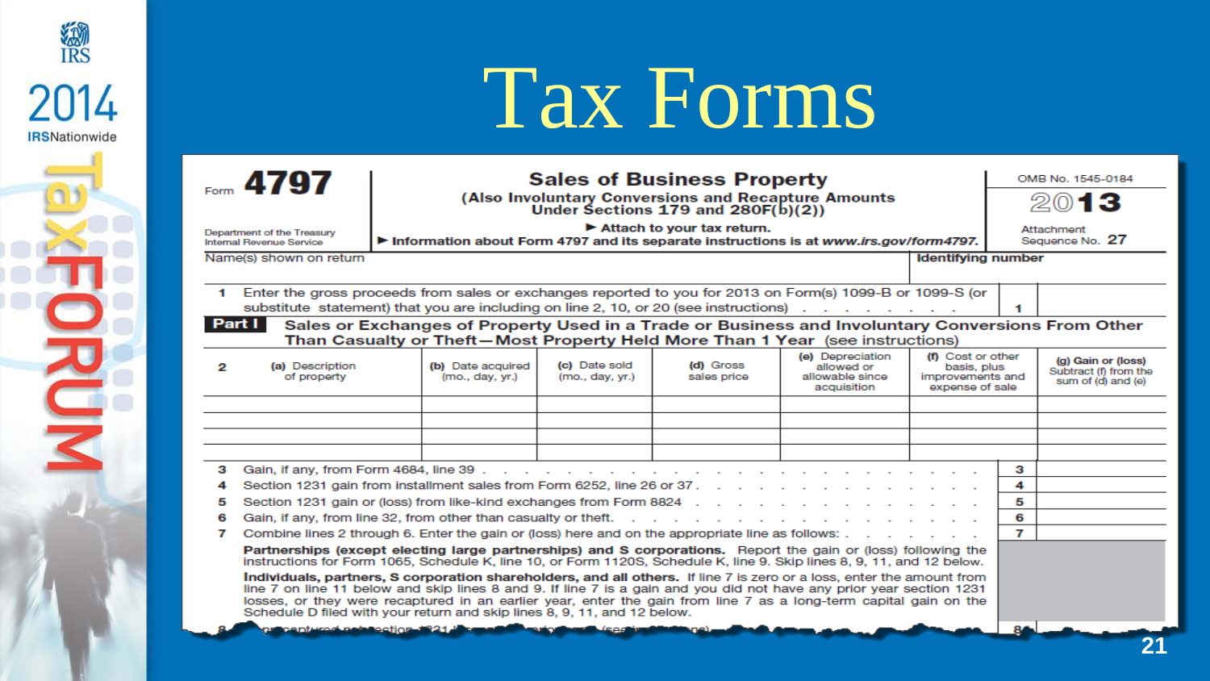# Tax Forms

Form **4797**

Department of the Treasury
Internal Revenue Service

**Sales of Business Property**
**(Also Involuntary Conversions and Recapture Amounts Under Sections 179 and 280F(b)(2))**

► Attach to your tax return.
► Information about Form 4797 and its separate instructions is at *www.irs.gov/form4797.*

OMB No. 1545-0184

**2013**

Attachment Sequence No. **27**

Name(s) shown on return | **Identifying number**

**1** Enter the gross proceeds from sales or exchanges reported to you for 2013 on Form(s) 1099-B or 1099-S (or substitute statement) that you are including on line 2, 10, or 20 (see instructions) . . . . . . . . . **1**

**Part I** **Sales or Exchanges of Property Used in a Trade or Business and Involuntary Conversions From Other Than Casualty or Theft—Most Property Held More Than 1 Year** (see instructions)

| 2 | (a) Description of property | (b) Date acquired (mo., day, yr.) | (c) Date sold (mo., day, yr.) | (d) Gross sales price | (e) Depreciation allowed or allowable since acquisition | (f) Cost or other basis, plus improvements and expense of sale | (g) Gain or (loss) Subtract (f) from the sum of (d) and (e) |
|---|---|---|---|---|---|---|---|
| | | | | | | | |
| | | | | | | | |
| | | | | | | | |
| | | | | | | | |

| | | | |
|---|---|---|---|
| 3 | Gain, if any, from Form 4684, line 39 . . . . . . . . . . . . . . . . . . . . . . . . . . . . . . | 3 | |
| 4 | Section 1231 gain from installment sales from Form 6252, line 26 or 37 . . . . . . . . . . . . . . . . | 4 | |
| 5 | Section 1231 gain or (loss) from like-kind exchanges from Form 8824 . . . . . . . . . . . . . . . . | 5 | |
| 6 | Gain, if any, from line 32, from other than casualty or theft. . . . . . . . . . . . . . . . . . . . | 6 | |
| 7 | Combine lines 2 through 6. Enter the gain or (loss) here and on the appropriate line as follows: . . . . . . . . | 7 | |

**Partnerships (except electing large partnerships) and S corporations.** Report the gain or (loss) following the instructions for Form 1065, Schedule K, line 10, or Form 1120S, Schedule K, line 9. Skip lines 8, 9, 11, and 12 below.

**Individuals, partners, S corporation shareholders, and all others.** If line 7 is zero or a loss, enter the amount from line 7 on line 11 below and skip lines 8 and 9. If line 7 is a gain and you did not have any prior year section 1231 losses, or they were recaptured in an earlier year, enter the gain from line 7 as a long-term capital gain on the Schedule D filed with your return and skip lines 8, 9, 11, and 12 below.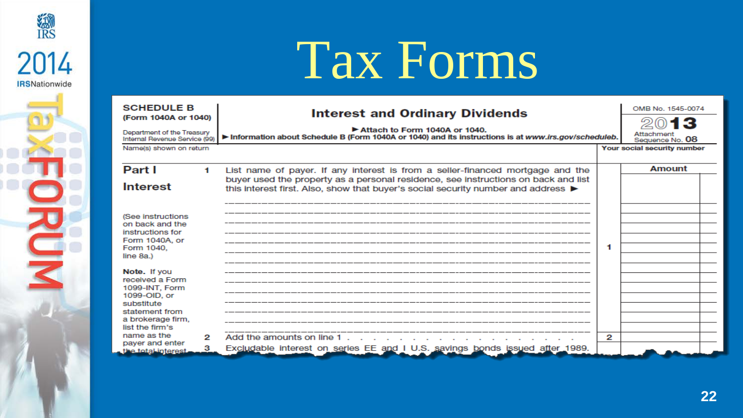# Tax Forms

**SCHEDULE B**
**(Form 1040A or 1040)**

Department of the Treasury
Internal Revenue Service (99)

## Interest and Ordinary Dividends

► Attach to Form 1040A or 1040.
► Information about Schedule B (Form 1040A or 1040) and its instructions is at *www.irs.gov/scheduleb*.

OMB No. 1545-0074
**2013**
Attachment Sequence No. **08**

Name(s) shown on return | **Your social security number**

**Part I**
**Interest**

(See instructions on back and the instructions for Form 1040A, or Form 1040, line 8a.)

**Note.** If you received a Form 1099-INT, Form 1099-OID, or substitute statement from a brokerage firm, list the firm's name as the payer and enter the total interest

| | | | Amount |
|---|---|---|---|
| 1 | List name of payer. If any interest is from a seller-financed mortgage and the buyer used the property as a personal residence, see instructions on back and list this interest first. Also, show that buyer's social security number and address ► | 1 | |
| 2 | Add the amounts on line 1 . . . . . . . . . . . . . . . . . . | 2 | |
| 3 | Excludable interest on series EE and I U.S. savings bonds issued after 1989. | | |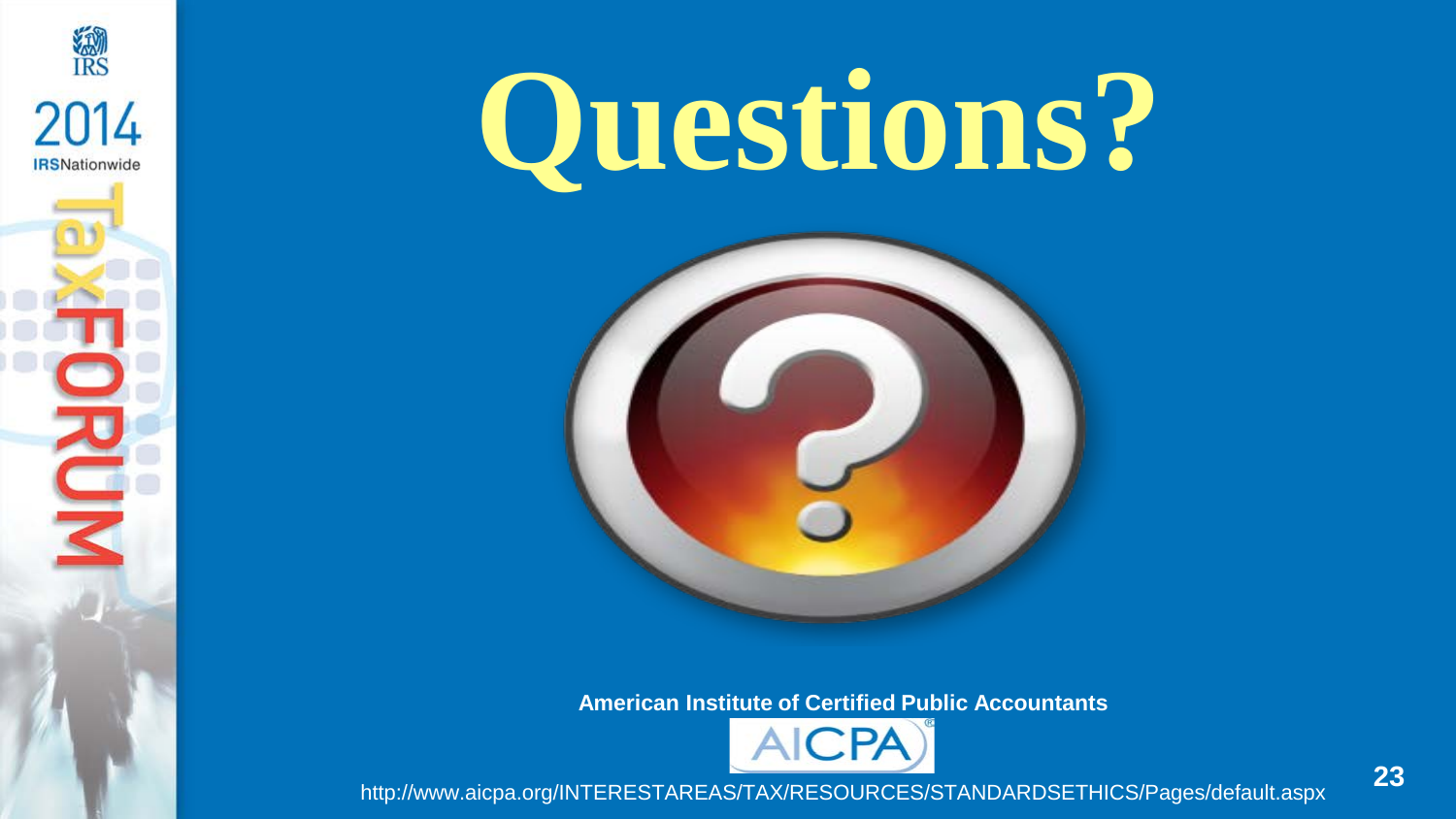# Questions?

**American Institute of Certified Public Accountants**

AICPA

http://www.aicpa.org/INTERESTAREAS/TAX/RESOURCES/STANDARDSETHICS/Pages/default.aspx